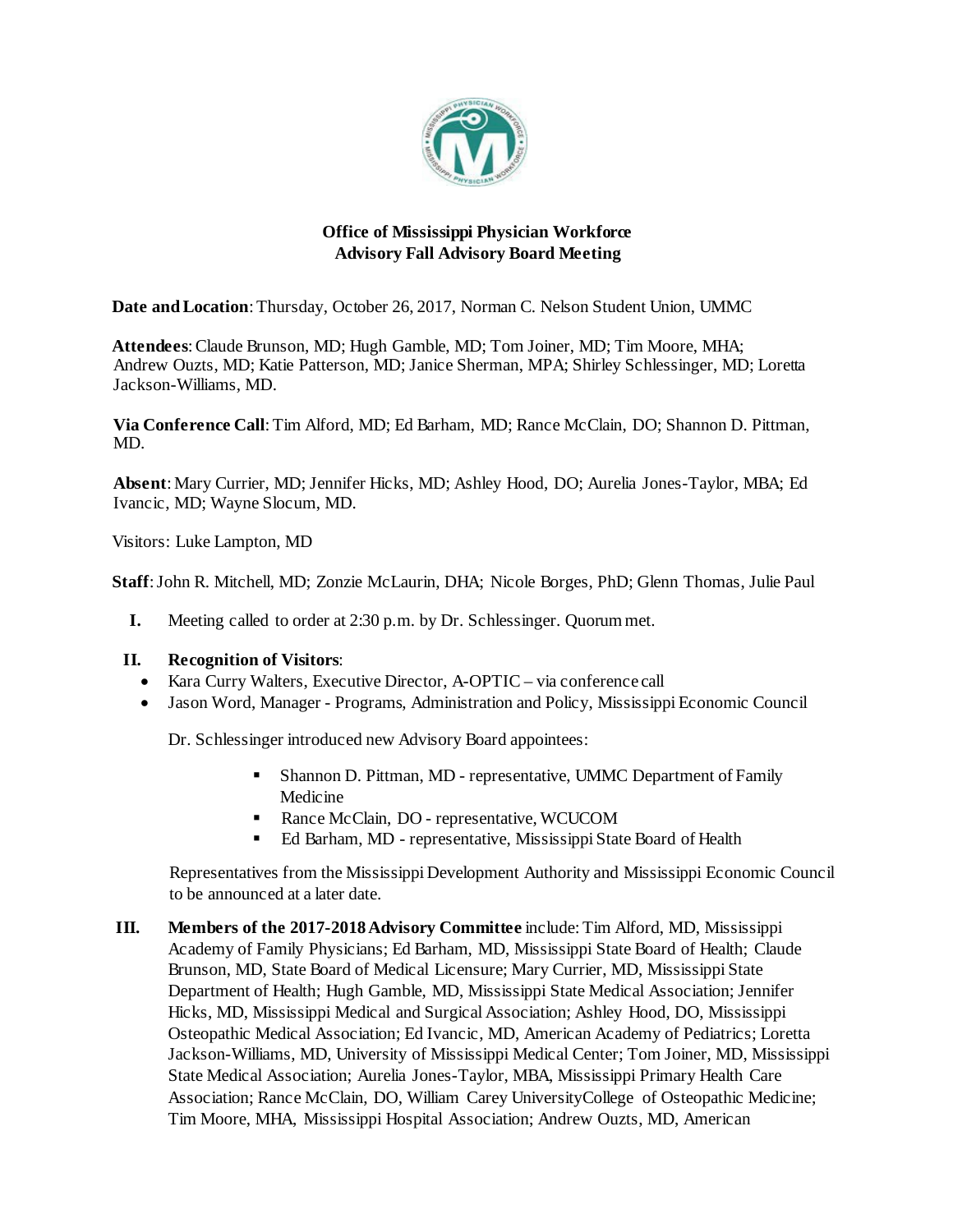**Office of Mississippi Physician Workforce**
**Advisory Fall Advisory Board Meeting**

**Date and Location**: Thursday, October 26, 2017, Norman C. Nelson Student Union, UMMC

**Attendees**: Claude Brunson, MD; Hugh Gamble, MD; Tom Joiner, MD; Tim Moore, MHA; Andrew Ouzts, MD; Katie Patterson, MD; Janice Sherman, MPA; Shirley Schlessinger, MD; Loretta Jackson-Williams, MD.

**Via Conference Call**: Tim Alford, MD; Ed Barham, MD; Rance McClain, DO; Shannon D. Pittman, MD.

**Absent**: Mary Currier, MD; Jennifer Hicks, MD; Ashley Hood, DO; Aurelia Jones-Taylor, MBA; Ed Ivancic, MD; Wayne Slocum, MD.

Visitors: Luke Lampton, MD

**Staff**: John R. Mitchell, MD; Zonzie McLaurin, DHA; Nicole Borges, PhD; Glenn Thomas, Julie Paul

**I.** Meeting called to order at 2:30 p.m. by Dr. Schlessinger. Quorum met.

**II. Recognition of Visitors**:

- Kara Curry Walters, Executive Director, A-OPTIC – via conference call
- Jason Word, Manager - Programs, Administration and Policy, Mississippi Economic Council

Dr. Schlessinger introduced new Advisory Board appointees:

- Shannon D. Pittman, MD - representative, UMMC Department of Family Medicine
- Rance McClain, DO - representative, WCUCOM
- Ed Barham, MD - representative, Mississippi State Board of Health

Representatives from the Mississippi Development Authority and Mississippi Economic Council to be announced at a later date.

**III. Members of the 2017-2018 Advisory Committee** include: Tim Alford, MD, Mississippi Academy of Family Physicians; Ed Barham, MD, Mississippi State Board of Health; Claude Brunson, MD, State Board of Medical Licensure; Mary Currier, MD, Mississippi State Department of Health; Hugh Gamble, MD, Mississippi State Medical Association; Jennifer Hicks, MD, Mississippi Medical and Surgical Association; Ashley Hood, DO, Mississippi Osteopathic Medical Association; Ed Ivancic, MD, American Academy of Pediatrics; Loretta Jackson-Williams, MD, University of Mississippi Medical Center; Tom Joiner, MD, Mississippi State Medical Association; Aurelia Jones-Taylor, MBA, Mississippi Primary Health Care Association; Rance McClain, DO, William Carey UniversityCollege of Osteopathic Medicine; Tim Moore, MHA, Mississippi Hospital Association; Andrew Ouzts, MD, American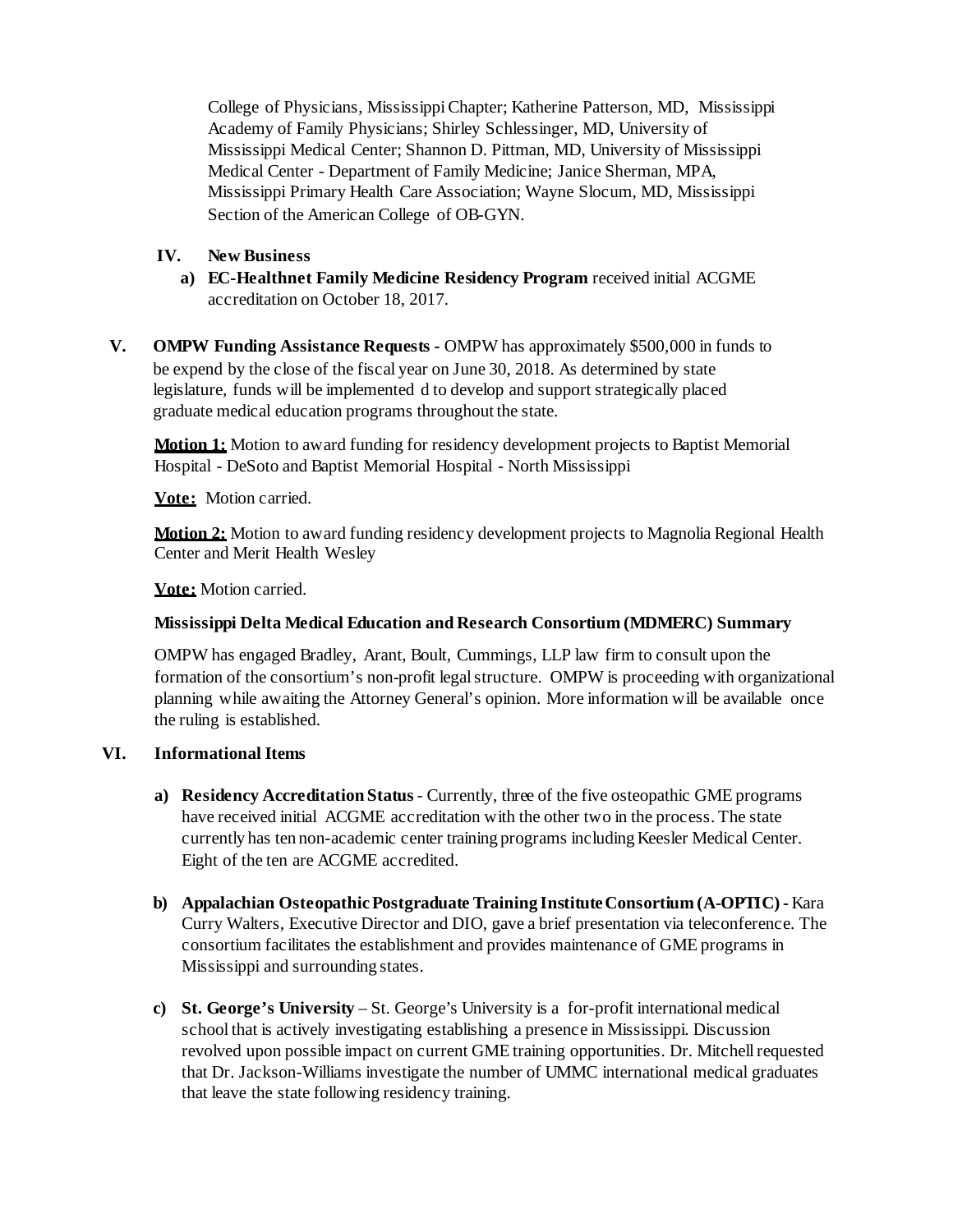College of Physicians, Mississippi Chapter; Katherine Patterson, MD, Mississippi Academy of Family Physicians; Shirley Schlessinger, MD, University of Mississippi Medical Center; Shannon D. Pittman, MD, University of Mississippi Medical Center - Department of Family Medicine; Janice Sherman, MPA, Mississippi Primary Health Care Association; Wayne Slocum, MD, Mississippi Section of the American College of OB-GYN.

## IV. New Business

a) **EC-Healthnet Family Medicine Residency Program** received initial ACGME accreditation on October 18, 2017.

## V. OMPW Funding Assistance Requests

**OMPW Funding Assistance Requests -** OMPW has approximately $500,000 in funds to be expend by the close of the fiscal year on June 30, 2018. As determined by state legislature, funds will be implemented d to develop and support strategically placed graduate medical education programs throughout the state.

**Motion 1:** Motion to award funding for residency development projects to Baptist Memorial Hospital - DeSoto and Baptist Memorial Hospital - North Mississippi

**Vote:** Motion carried.

**Motion 2:** Motion to award funding residency development projects to Magnolia Regional Health Center and Merit Health Wesley

**Vote:** Motion carried.

**Mississippi Delta Medical Education and Research Consortium (MDMERC) Summary**

OMPW has engaged Bradley, Arant, Boult, Cummings, LLP law firm to consult upon the formation of the consortium's non-profit legal structure. OMPW is proceeding with organizational planning while awaiting the Attorney General's opinion. More information will be available once the ruling is established.

## VI. Informational Items

a) **Residency Accreditation Status** - Currently, three of the five osteopathic GME programs have received initial ACGME accreditation with the other two in the process. The state currently has ten non-academic center training programs including Keesler Medical Center. Eight of the ten are ACGME accredited.

b) **Appalachian Osteopathic Postgraduate Training Institute Consortium (A-OPTIC) -** Kara Curry Walters, Executive Director and DIO, gave a brief presentation via teleconference. The consortium facilitates the establishment and provides maintenance of GME programs in Mississippi and surrounding states.

c) **St. George's University** – St. George's University is a for-profit international medical school that is actively investigating establishing a presence in Mississippi. Discussion revolved upon possible impact on current GME training opportunities. Dr. Mitchell requested that Dr. Jackson-Williams investigate the number of UMMC international medical graduates that leave the state following residency training.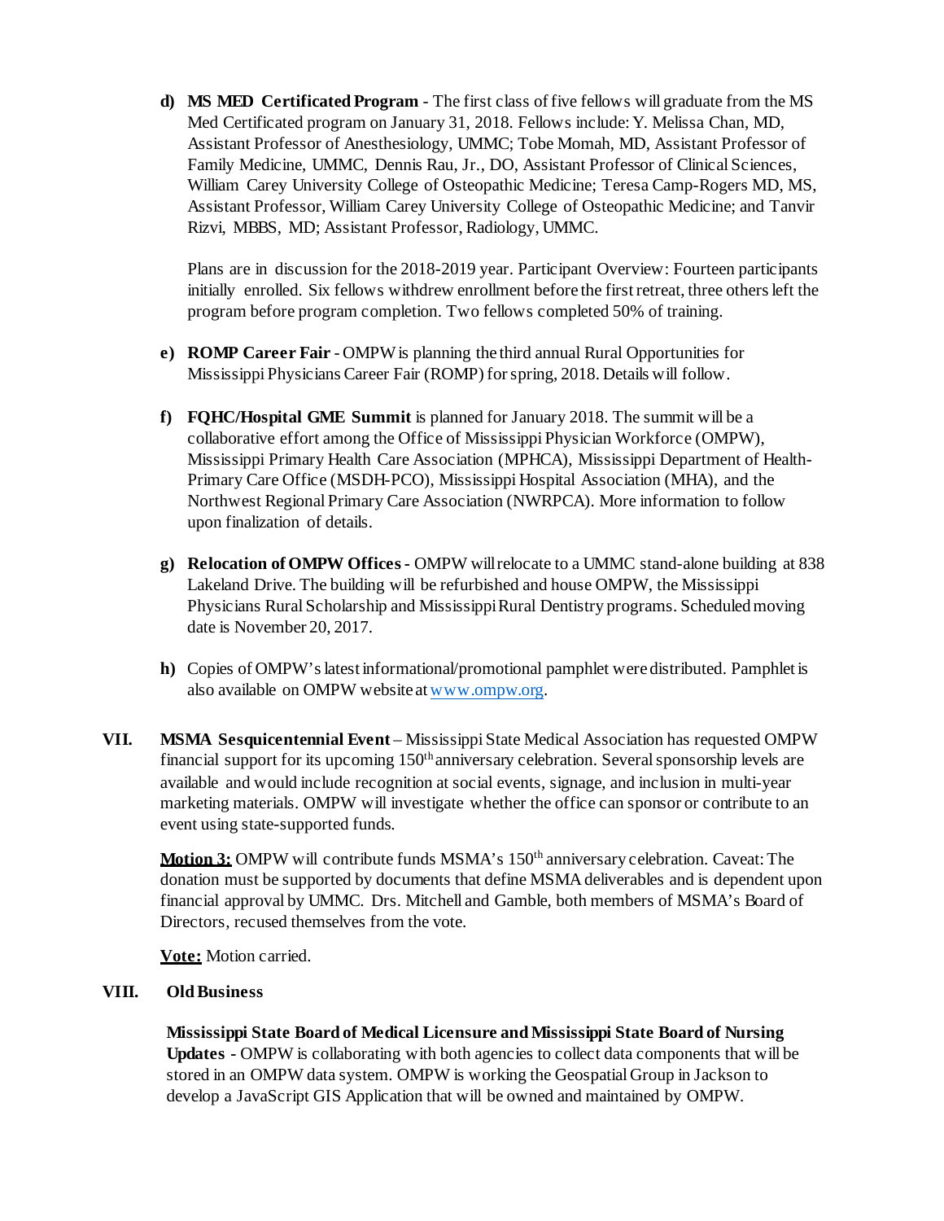d) **MS MED Certificated Program** - The first class of five fellows will graduate from the MS Med Certificated program on January 31, 2018. Fellows include: Y. Melissa Chan, MD, Assistant Professor of Anesthesiology, UMMC; Tobe Momah, MD, Assistant Professor of Family Medicine, UMMC, Dennis Rau, Jr., DO, Assistant Professor of Clinical Sciences, William Carey University College of Osteopathic Medicine; Teresa Camp-Rogers MD, MS, Assistant Professor, William Carey University College of Osteopathic Medicine; and Tanvir Rizvi, MBBS, MD; Assistant Professor, Radiology, UMMC.

   Plans are in discussion for the 2018-2019 year. Participant Overview: Fourteen participants initially enrolled. Six fellows withdrew enrollment before the first retreat, three others left the program before program completion. Two fellows completed 50% of training.

e) **ROMP Career Fair** - OMPW is planning the third annual Rural Opportunities for Mississippi Physicians Career Fair (ROMP) for spring, 2018. Details will follow.

f) **FQHC/Hospital GME Summit** is planned for January 2018. The summit will be a collaborative effort among the Office of Mississippi Physician Workforce (OMPW), Mississippi Primary Health Care Association (MPHCA), Mississippi Department of Health-Primary Care Office (MSDH-PCO), Mississippi Hospital Association (MHA), and the Northwest Regional Primary Care Association (NWRPCA). More information to follow upon finalization of details.

g) **Relocation of OMPW Offices** - OMPW will relocate to a UMMC stand-alone building at 838 Lakeland Drive. The building will be refurbished and house OMPW, the Mississippi Physicians Rural Scholarship and Mississippi Rural Dentistry programs. Scheduled moving date is November 20, 2017.

h) Copies of OMPW's latest informational/promotional pamphlet were distributed. Pamphlet is also available on OMPW website at www.ompw.org.

**VII. MSMA Sesquicentennial Event** – Mississippi State Medical Association has requested OMPW financial support for its upcoming 150th anniversary celebration. Several sponsorship levels are available and would include recognition at social events, signage, and inclusion in multi-year marketing materials. OMPW will investigate whether the office can sponsor or contribute to an event using state-supported funds.

**Motion 3:** OMPW will contribute funds MSMA's 150th anniversary celebration. Caveat: The donation must be supported by documents that define MSMA deliverables and is dependent upon financial approval by UMMC. Drs. Mitchell and Gamble, both members of MSMA's Board of Directors, recused themselves from the vote.

**Vote:** Motion carried.

**VIII. Old Business**

**Mississippi State Board of Medical Licensure and Mississippi State Board of Nursing Updates** - OMPW is collaborating with both agencies to collect data components that will be stored in an OMPW data system. OMPW is working the Geospatial Group in Jackson to develop a JavaScript GIS Application that will be owned and maintained by OMPW.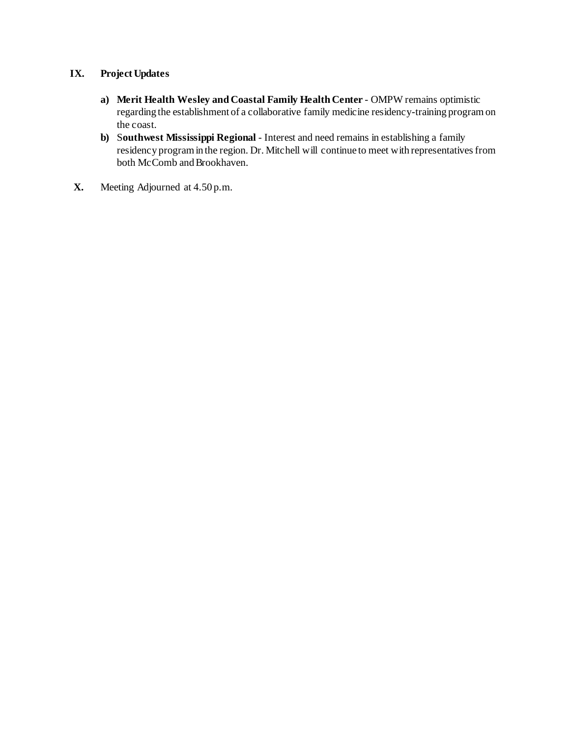**IX. Project Updates**

- **a) Merit Health Wesley and Coastal Family Health Center** - OMPW remains optimistic regarding the establishment of a collaborative family medicine residency-training program on the coast.
- **b)** S**outhwest Mississippi Regional** - Interest and need remains in establishing a family residency program in the region. Dr. Mitchell will continue to meet with representatives from both McComb and Brookhaven.

**X.** Meeting Adjourned at 4.50 p.m.